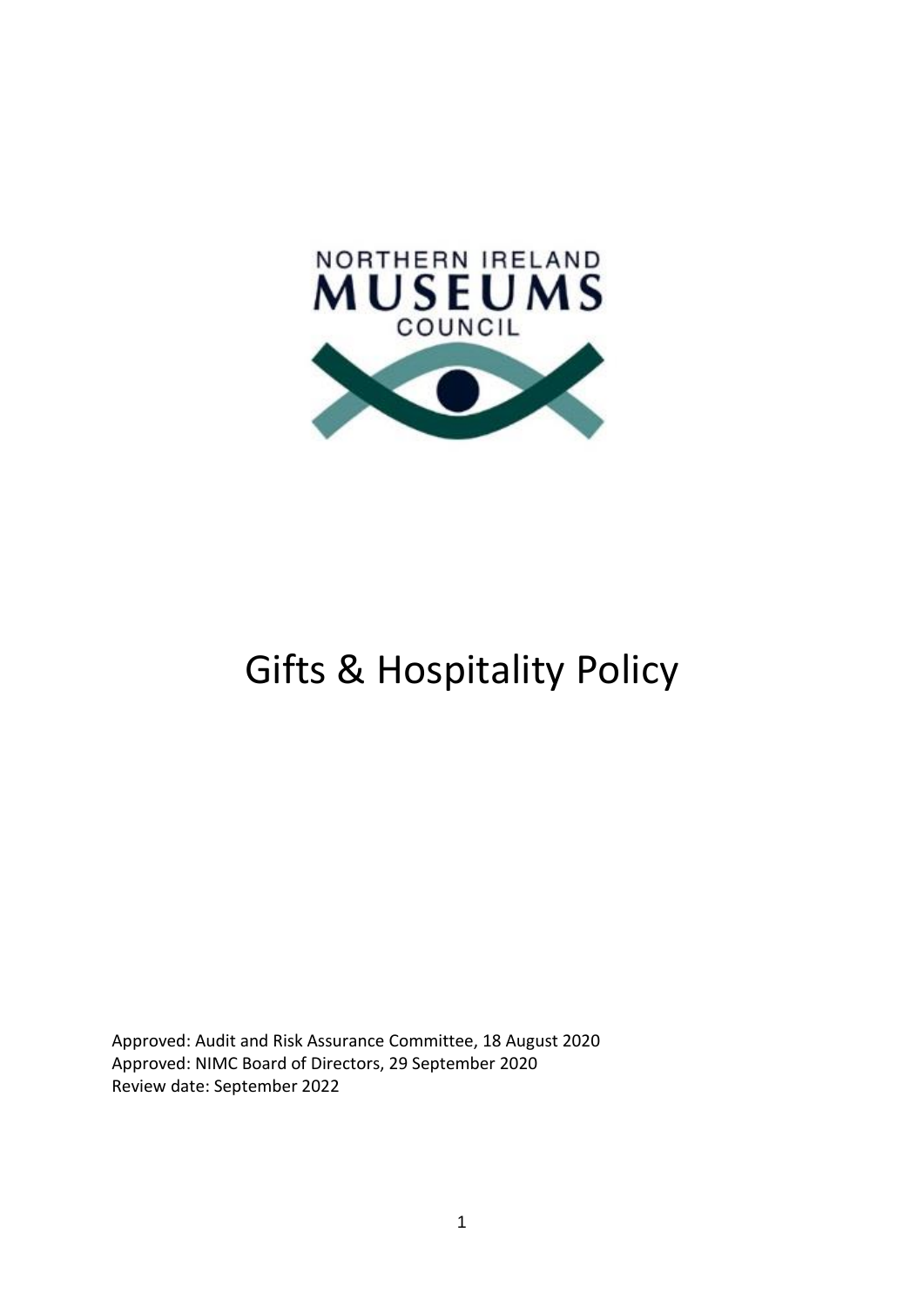NORTHERN IRELAND
MUSEUMS
COUNCIL

# Gifts & Hospitality Policy

Approved: Audit and Risk Assurance Committee, 18 August 2020
Approved: NIMC Board of Directors, 29 September 2020
Review date: September 2022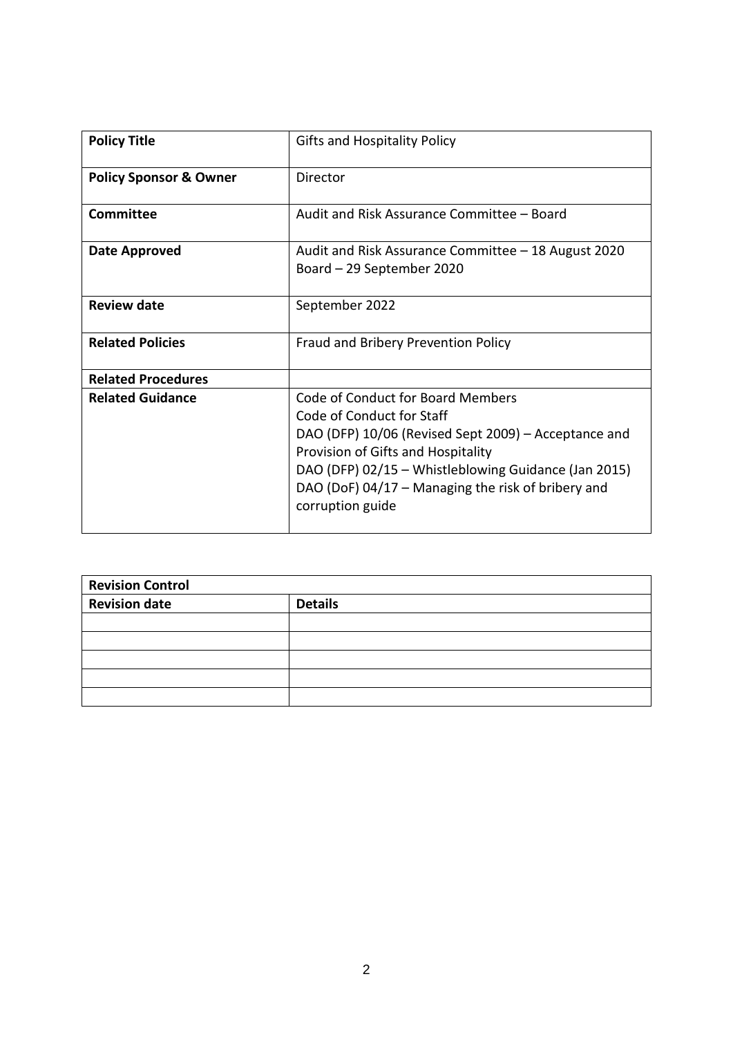| **Policy Title** | Gifts and Hospitality Policy |
| --- | --- |
| **Policy Sponsor & Owner** | Director |
| **Committee** | Audit and Risk Assurance Committee – Board |
| **Date Approved** | Audit and Risk Assurance Committee – 18 August 2020<br>Board – 29 September 2020 |
| **Review date** | September 2022 |
| **Related Policies** | Fraud and Bribery Prevention Policy |
| **Related Procedures** | |
| **Related Guidance** | Code of Conduct for Board Members<br>Code of Conduct for Staff<br>DAO (DFP) 10/06 (Revised Sept 2009) – Acceptance and Provision of Gifts and Hospitality<br>DAO (DFP) 02/15 – Whistleblowing Guidance (Jan 2015)<br>DAO (DoF) 04/17 – Managing the risk of bribery and corruption guide |

| **Revision Control** | |
| --- | --- |
| **Revision date** | **Details** |
| | |
| | |
| | |
| | |
| | |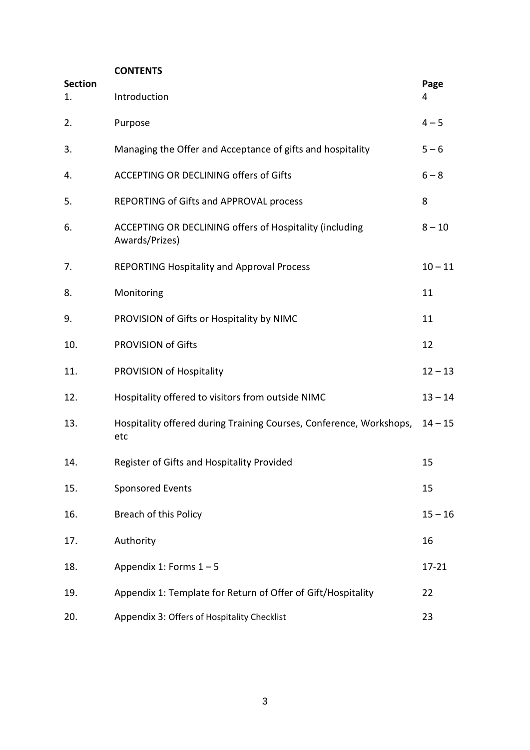**CONTENTS**

| Section | | Page |
| --- | --- | --- |
| 1. | Introduction | 4 |
| 2. | Purpose | 4 – 5 |
| 3. | Managing the Offer and Acceptance of gifts and hospitality | 5 – 6 |
| 4. | ACCEPTING OR DECLINING offers of Gifts | 6 – 8 |
| 5. | REPORTING of Gifts and APPROVAL process | 8 |
| 6. | ACCEPTING OR DECLINING offers of Hospitality (including Awards/Prizes) | 8 – 10 |
| 7. | REPORTING Hospitality and Approval Process | 10 – 11 |
| 8. | Monitoring | 11 |
| 9. | PROVISION of Gifts or Hospitality by NIMC | 11 |
| 10. | PROVISION of Gifts | 12 |
| 11. | PROVISION of Hospitality | 12 – 13 |
| 12. | Hospitality offered to visitors from outside NIMC | 13 – 14 |
| 13. | Hospitality offered during Training Courses, Conference, Workshops, etc | 14 – 15 |
| 14. | Register of Gifts and Hospitality Provided | 15 |
| 15. | Sponsored Events | 15 |
| 16. | Breach of this Policy | 15 – 16 |
| 17. | Authority | 16 |
| 18. | Appendix 1: Forms 1 – 5 | 17-21 |
| 19. | Appendix 1: Template for Return of Offer of Gift/Hospitality | 22 |
| 20. | Appendix 3: Offers of Hospitality Checklist | 23 |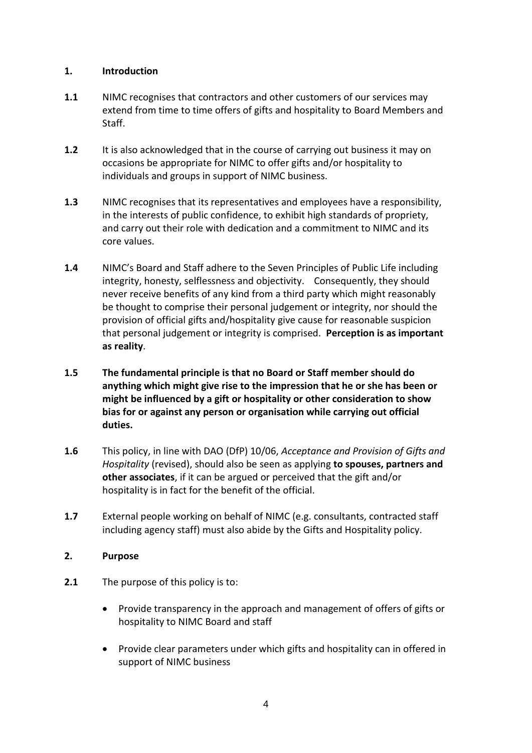## 1. Introduction

**1.1** NIMC recognises that contractors and other customers of our services may extend from time to time offers of gifts and hospitality to Board Members and Staff.

**1.2** It is also acknowledged that in the course of carrying out business it may on occasions be appropriate for NIMC to offer gifts and/or hospitality to individuals and groups in support of NIMC business.

**1.3** NIMC recognises that its representatives and employees have a responsibility, in the interests of public confidence, to exhibit high standards of propriety, and carry out their role with dedication and a commitment to NIMC and its core values.

**1.4** NIMC's Board and Staff adhere to the Seven Principles of Public Life including integrity, honesty, selflessness and objectivity. Consequently, they should never receive benefits of any kind from a third party which might reasonably be thought to comprise their personal judgement or integrity, nor should the provision of official gifts and/hospitality give cause for reasonable suspicion that personal judgement or integrity is comprised. **Perception is as important as reality**.

**1.5** **The fundamental principle is that no Board or Staff member should do anything which might give rise to the impression that he or she has been or might be influenced by a gift or hospitality or other consideration to show bias for or against any person or organisation while carrying out official duties.**

**1.6** This policy, in line with DAO (DfP) 10/06, *Acceptance and Provision of Gifts and Hospitality* (revised), should also be seen as applying **to spouses, partners and other associates**, if it can be argued or perceived that the gift and/or hospitality is in fact for the benefit of the official.

**1.7** External people working on behalf of NIMC (e.g. consultants, contracted staff including agency staff) must also abide by the Gifts and Hospitality policy.

## 2. Purpose

**2.1** The purpose of this policy is to:

- Provide transparency in the approach and management of offers of gifts or hospitality to NIMC Board and staff
- Provide clear parameters under which gifts and hospitality can in offered in support of NIMC business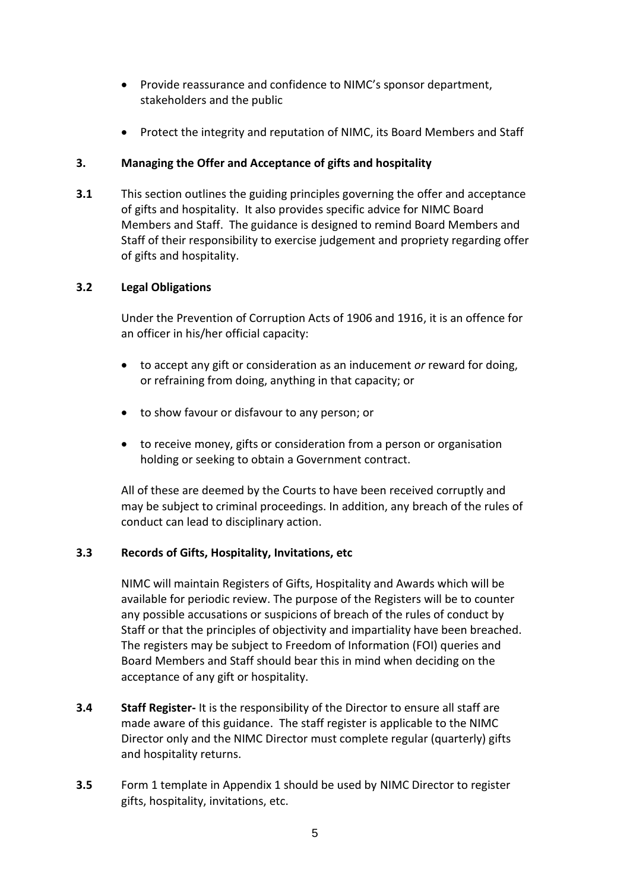- Provide reassurance and confidence to NIMC's sponsor department, stakeholders and the public

- Protect the integrity and reputation of NIMC, its Board Members and Staff

## 3. Managing the Offer and Acceptance of gifts and hospitality

**3.1** This section outlines the guiding principles governing the offer and acceptance of gifts and hospitality. It also provides specific advice for NIMC Board Members and Staff. The guidance is designed to remind Board Members and Staff of their responsibility to exercise judgement and propriety regarding offer of gifts and hospitality.

### 3.2 Legal Obligations

Under the Prevention of Corruption Acts of 1906 and 1916, it is an offence for an officer in his/her official capacity:

- to accept any gift or consideration as an inducement *or* reward for doing, or refraining from doing, anything in that capacity; or

- to show favour or disfavour to any person; or

- to receive money, gifts or consideration from a person or organisation holding or seeking to obtain a Government contract.

All of these are deemed by the Courts to have been received corruptly and may be subject to criminal proceedings. In addition, any breach of the rules of conduct can lead to disciplinary action.

### 3.3 Records of Gifts, Hospitality, Invitations, etc

NIMC will maintain Registers of Gifts, Hospitality and Awards which will be available for periodic review. The purpose of the Registers will be to counter any possible accusations or suspicions of breach of the rules of conduct by Staff or that the principles of objectivity and impartiality have been breached. The registers may be subject to Freedom of Information (FOI) queries and Board Members and Staff should bear this in mind when deciding on the acceptance of any gift or hospitality.

**3.4** **Staff Register-** It is the responsibility of the Director to ensure all staff are made aware of this guidance. The staff register is applicable to the NIMC Director only and the NIMC Director must complete regular (quarterly) gifts and hospitality returns.

**3.5** Form 1 template in Appendix 1 should be used by NIMC Director to register gifts, hospitality, invitations, etc.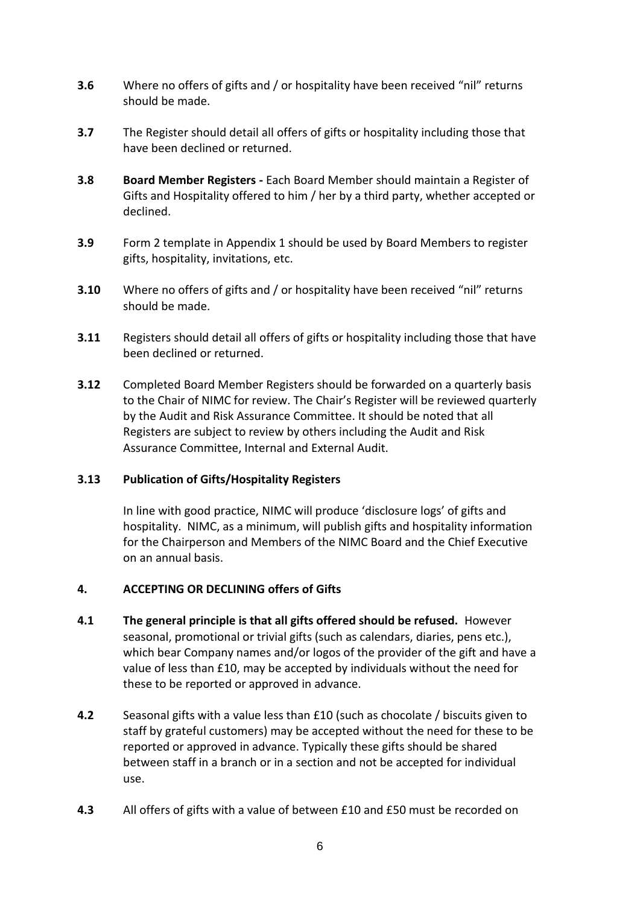**3.6** Where no offers of gifts and / or hospitality have been received "nil" returns should be made.

**3.7** The Register should detail all offers of gifts or hospitality including those that have been declined or returned.

**3.8** **Board Member Registers -** Each Board Member should maintain a Register of Gifts and Hospitality offered to him / her by a third party, whether accepted or declined.

**3.9** Form 2 template in Appendix 1 should be used by Board Members to register gifts, hospitality, invitations, etc.

**3.10** Where no offers of gifts and / or hospitality have been received "nil" returns should be made.

**3.11** Registers should detail all offers of gifts or hospitality including those that have been declined or returned.

**3.12** Completed Board Member Registers should be forwarded on a quarterly basis to the Chair of NIMC for review. The Chair's Register will be reviewed quarterly by the Audit and Risk Assurance Committee. It should be noted that all Registers are subject to review by others including the Audit and Risk Assurance Committee, Internal and External Audit.

**3.13 Publication of Gifts/Hospitality Registers**

In line with good practice, NIMC will produce 'disclosure logs' of gifts and hospitality. NIMC, as a minimum, will publish gifts and hospitality information for the Chairperson and Members of the NIMC Board and the Chief Executive on an annual basis.

## 4. ACCEPTING OR DECLINING offers of Gifts

**4.1** **The general principle is that all gifts offered should be refused.** However seasonal, promotional or trivial gifts (such as calendars, diaries, pens etc.), which bear Company names and/or logos of the provider of the gift and have a value of less than £10, may be accepted by individuals without the need for these to be reported or approved in advance.

**4.2** Seasonal gifts with a value less than £10 (such as chocolate / biscuits given to staff by grateful customers) may be accepted without the need for these to be reported or approved in advance. Typically these gifts should be shared between staff in a branch or in a section and not be accepted for individual use.

**4.3** All offers of gifts with a value of between £10 and £50 must be recorded on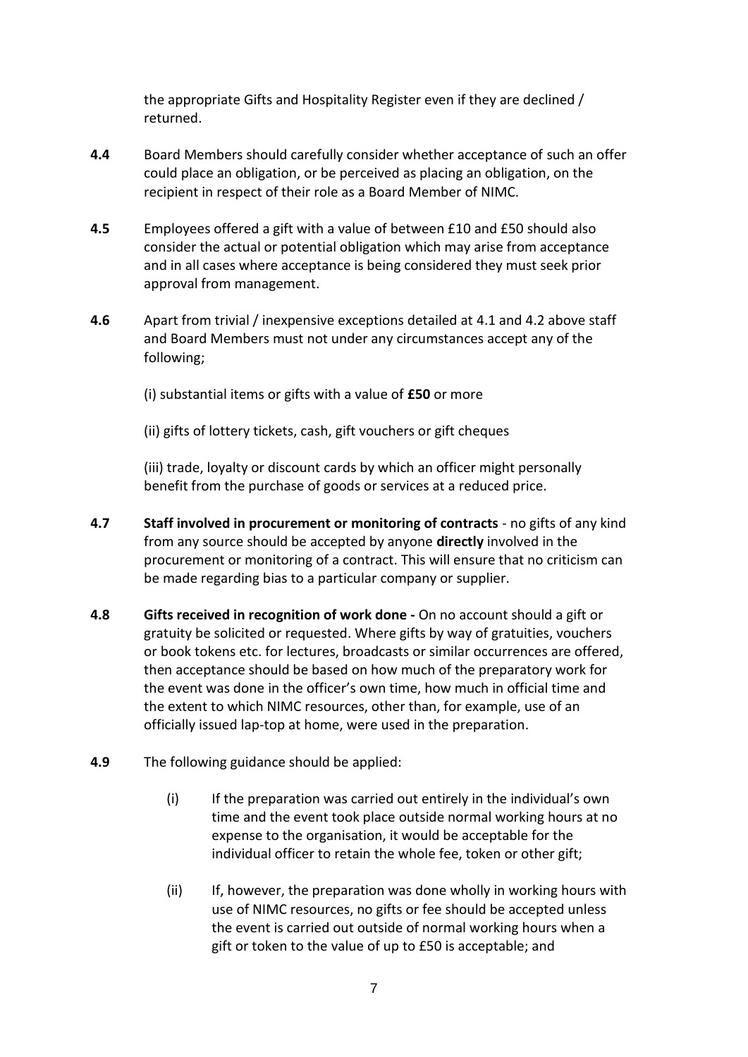the appropriate Gifts and Hospitality Register even if they are declined / returned.

**4.4** Board Members should carefully consider whether acceptance of such an offer could place an obligation, or be perceived as placing an obligation, on the recipient in respect of their role as a Board Member of NIMC.

**4.5** Employees offered a gift with a value of between £10 and £50 should also consider the actual or potential obligation which may arise from acceptance and in all cases where acceptance is being considered they must seek prior approval from management.

**4.6** Apart from trivial / inexpensive exceptions detailed at 4.1 and 4.2 above staff and Board Members must not under any circumstances accept any of the following;

(i) substantial items or gifts with a value of **£50** or more

(ii) gifts of lottery tickets, cash, gift vouchers or gift cheques

(iii) trade, loyalty or discount cards by which an officer might personally benefit from the purchase of goods or services at a reduced price.

**4.7** **Staff involved in procurement or monitoring of contracts** - no gifts of any kind from any source should be accepted by anyone **directly** involved in the procurement or monitoring of a contract. This will ensure that no criticism can be made regarding bias to a particular company or supplier.

**4.8** **Gifts received in recognition of work done -** On no account should a gift or gratuity be solicited or requested. Where gifts by way of gratuities, vouchers or book tokens etc. for lectures, broadcasts or similar occurrences are offered, then acceptance should be based on how much of the preparatory work for the event was done in the officer's own time, how much in official time and the extent to which NIMC resources, other than, for example, use of an officially issued lap-top at home, were used in the preparation.

**4.9** The following guidance should be applied:

(i) If the preparation was carried out entirely in the individual's own time and the event took place outside normal working hours at no expense to the organisation, it would be acceptable for the individual officer to retain the whole fee, token or other gift;

(ii) If, however, the preparation was done wholly in working hours with use of NIMC resources, no gifts or fee should be accepted unless the event is carried out outside of normal working hours when a gift or token to the value of up to £50 is acceptable; and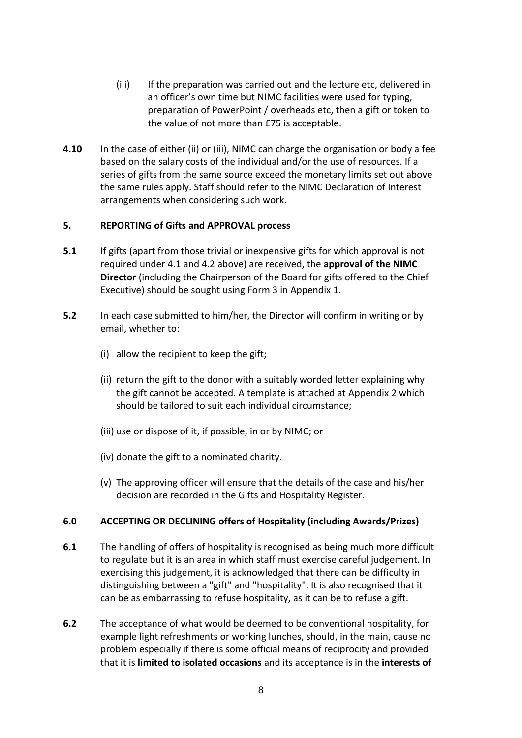(iii) If the preparation was carried out and the lecture etc, delivered in an officer's own time but NIMC facilities were used for typing, preparation of PowerPoint / overheads etc, then a gift or token to the value of not more than £75 is acceptable.

**4.10** In the case of either (ii) or (iii), NIMC can charge the organisation or body a fee based on the salary costs of the individual and/or the use of resources. If a series of gifts from the same source exceed the monetary limits set out above the same rules apply. Staff should refer to the NIMC Declaration of Interest arrangements when considering such work.

## 5. REPORTING of Gifts and APPROVAL process

**5.1** If gifts (apart from those trivial or inexpensive gifts for which approval is not required under 4.1 and 4.2 above) are received, the **approval of the NIMC Director** (including the Chairperson of the Board for gifts offered to the Chief Executive) should be sought using Form 3 in Appendix 1.

**5.2** In each case submitted to him/her, the Director will confirm in writing or by email, whether to:

(i) allow the recipient to keep the gift;

(ii) return the gift to the donor with a suitably worded letter explaining why the gift cannot be accepted. A template is attached at Appendix 2 which should be tailored to suit each individual circumstance;

(iii) use or dispose of it, if possible, in or by NIMC; or

(iv) donate the gift to a nominated charity.

(v) The approving officer will ensure that the details of the case and his/her decision are recorded in the Gifts and Hospitality Register.

## 6.0 ACCEPTING OR DECLINING offers of Hospitality (including Awards/Prizes)

**6.1** The handling of offers of hospitality is recognised as being much more difficult to regulate but it is an area in which staff must exercise careful judgement. In exercising this judgement, it is acknowledged that there can be difficulty in distinguishing between a "gift" and "hospitality". It is also recognised that it can be as embarrassing to refuse hospitality, as it can be to refuse a gift.

**6.2** The acceptance of what would be deemed to be conventional hospitality, for example light refreshments or working lunches, should, in the main, cause no problem especially if there is some official means of reciprocity and provided that it is **limited to isolated occasions** and its acceptance is in the **interests of**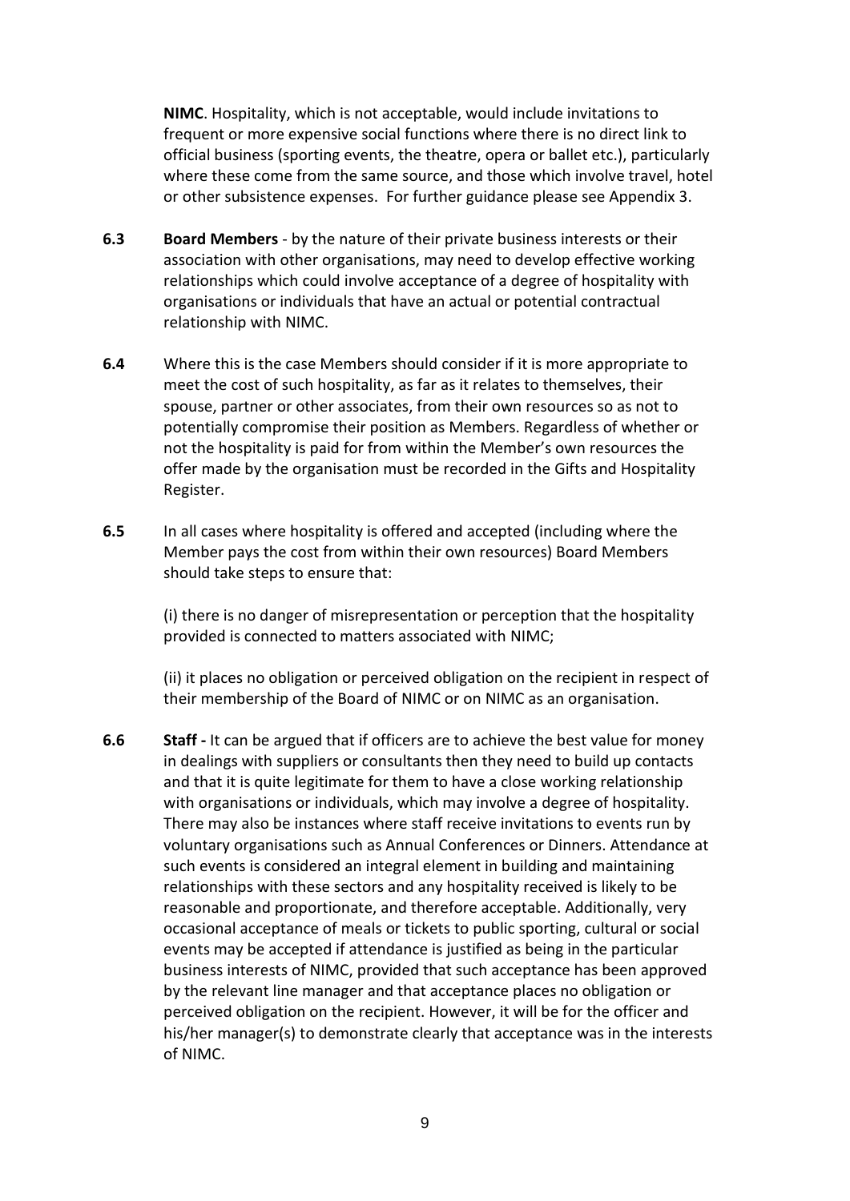**NIMC**. Hospitality, which is not acceptable, would include invitations to frequent or more expensive social functions where there is no direct link to official business (sporting events, the theatre, opera or ballet etc.), particularly where these come from the same source, and those which involve travel, hotel or other subsistence expenses. For further guidance please see Appendix 3.

**6.3** **Board Members** - by the nature of their private business interests or their association with other organisations, may need to develop effective working relationships which could involve acceptance of a degree of hospitality with organisations or individuals that have an actual or potential contractual relationship with NIMC.

**6.4** Where this is the case Members should consider if it is more appropriate to meet the cost of such hospitality, as far as it relates to themselves, their spouse, partner or other associates, from their own resources so as not to potentially compromise their position as Members. Regardless of whether or not the hospitality is paid for from within the Member's own resources the offer made by the organisation must be recorded in the Gifts and Hospitality Register.

**6.5** In all cases where hospitality is offered and accepted (including where the Member pays the cost from within their own resources) Board Members should take steps to ensure that:

(i) there is no danger of misrepresentation or perception that the hospitality provided is connected to matters associated with NIMC;

(ii) it places no obligation or perceived obligation on the recipient in respect of their membership of the Board of NIMC or on NIMC as an organisation.

**6.6** **Staff -** It can be argued that if officers are to achieve the best value for money in dealings with suppliers or consultants then they need to build up contacts and that it is quite legitimate for them to have a close working relationship with organisations or individuals, which may involve a degree of hospitality. There may also be instances where staff receive invitations to events run by voluntary organisations such as Annual Conferences or Dinners. Attendance at such events is considered an integral element in building and maintaining relationships with these sectors and any hospitality received is likely to be reasonable and proportionate, and therefore acceptable. Additionally, very occasional acceptance of meals or tickets to public sporting, cultural or social events may be accepted if attendance is justified as being in the particular business interests of NIMC, provided that such acceptance has been approved by the relevant line manager and that acceptance places no obligation or perceived obligation on the recipient. However, it will be for the officer and his/her manager(s) to demonstrate clearly that acceptance was in the interests of NIMC.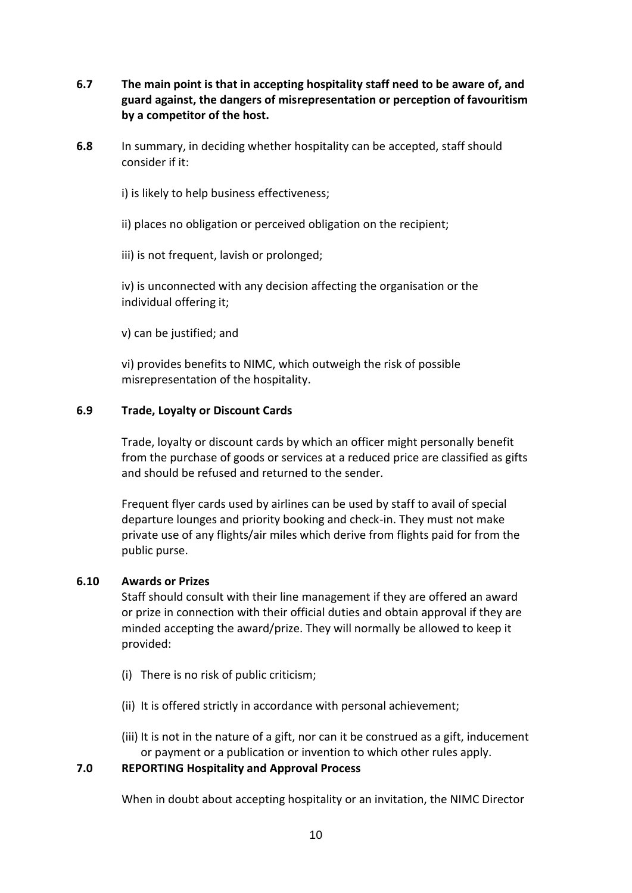**6.7 The main point is that in accepting hospitality staff need to be aware of, and guard against, the dangers of misrepresentation or perception of favouritism by a competitor of the host.**

**6.8** In summary, in deciding whether hospitality can be accepted, staff should consider if it:

i) is likely to help business effectiveness;

ii) places no obligation or perceived obligation on the recipient;

iii) is not frequent, lavish or prolonged;

iv) is unconnected with any decision affecting the organisation or the individual offering it;

v) can be justified; and

vi) provides benefits to NIMC, which outweigh the risk of possible misrepresentation of the hospitality.

**6.9 Trade, Loyalty or Discount Cards**

Trade, loyalty or discount cards by which an officer might personally benefit from the purchase of goods or services at a reduced price are classified as gifts and should be refused and returned to the sender.

Frequent flyer cards used by airlines can be used by staff to avail of special departure lounges and priority booking and check-in. They must not make private use of any flights/air miles which derive from flights paid for from the public purse.

**6.10 Awards or Prizes**

Staff should consult with their line management if they are offered an award or prize in connection with their official duties and obtain approval if they are minded accepting the award/prize. They will normally be allowed to keep it provided:

(i) There is no risk of public criticism;

(ii) It is offered strictly in accordance with personal achievement;

(iii) It is not in the nature of a gift, nor can it be construed as a gift, inducement or payment or a publication or invention to which other rules apply.

**7.0 REPORTING Hospitality and Approval Process**

When in doubt about accepting hospitality or an invitation, the NIMC Director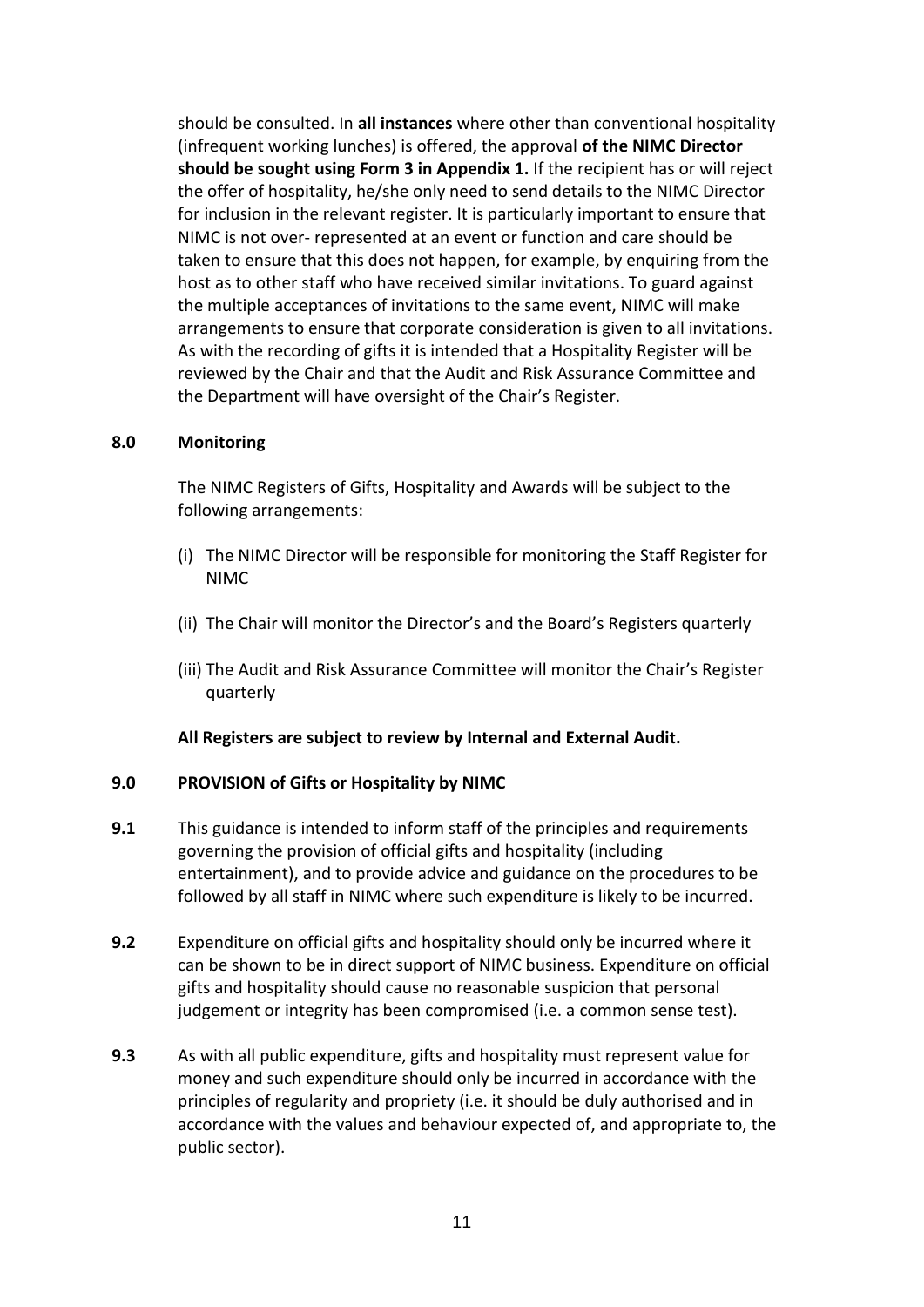should be consulted. In **all instances** where other than conventional hospitality (infrequent working lunches) is offered, the approval **of the NIMC Director should be sought using Form 3 in Appendix 1.** If the recipient has or will reject the offer of hospitality, he/she only need to send details to the NIMC Director for inclusion in the relevant register. It is particularly important to ensure that NIMC is not over- represented at an event or function and care should be taken to ensure that this does not happen, for example, by enquiring from the host as to other staff who have received similar invitations. To guard against the multiple acceptances of invitations to the same event, NIMC will make arrangements to ensure that corporate consideration is given to all invitations. As with the recording of gifts it is intended that a Hospitality Register will be reviewed by the Chair and that the Audit and Risk Assurance Committee and the Department will have oversight of the Chair's Register.

## 8.0 Monitoring

The NIMC Registers of Gifts, Hospitality and Awards will be subject to the following arrangements:

(i) The NIMC Director will be responsible for monitoring the Staff Register for NIMC

(ii) The Chair will monitor the Director's and the Board's Registers quarterly

(iii) The Audit and Risk Assurance Committee will monitor the Chair's Register quarterly

**All Registers are subject to review by Internal and External Audit.**

## 9.0 PROVISION of Gifts or Hospitality by NIMC

**9.1** This guidance is intended to inform staff of the principles and requirements governing the provision of official gifts and hospitality (including entertainment), and to provide advice and guidance on the procedures to be followed by all staff in NIMC where such expenditure is likely to be incurred.

**9.2** Expenditure on official gifts and hospitality should only be incurred where it can be shown to be in direct support of NIMC business. Expenditure on official gifts and hospitality should cause no reasonable suspicion that personal judgement or integrity has been compromised (i.e. a common sense test).

**9.3** As with all public expenditure, gifts and hospitality must represent value for money and such expenditure should only be incurred in accordance with the principles of regularity and propriety (i.e. it should be duly authorised and in accordance with the values and behaviour expected of, and appropriate to, the public sector).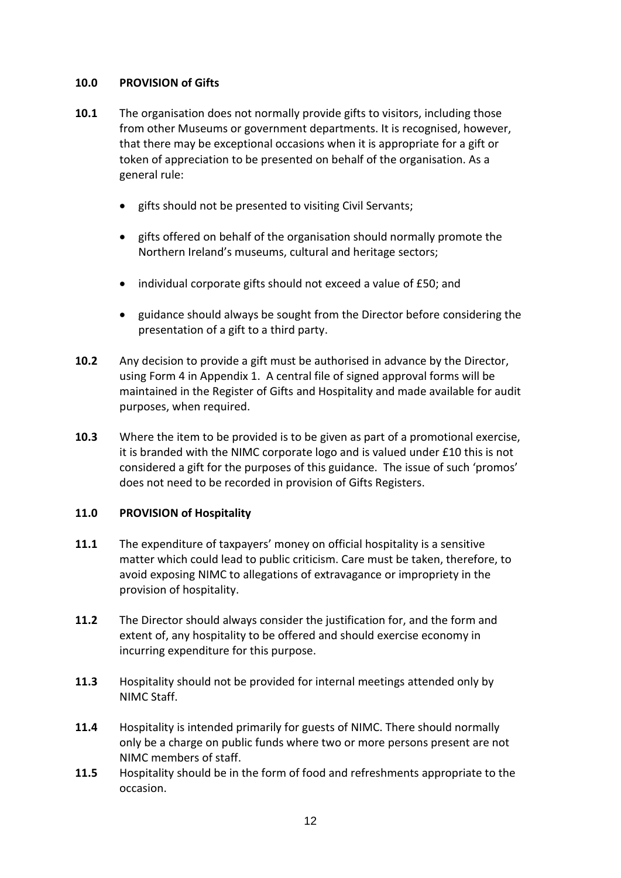## 10.0 PROVISION of Gifts

**10.1** The organisation does not normally provide gifts to visitors, including those from other Museums or government departments. It is recognised, however, that there may be exceptional occasions when it is appropriate for a gift or token of appreciation to be presented on behalf of the organisation. As a general rule:

- gifts should not be presented to visiting Civil Servants;
- gifts offered on behalf of the organisation should normally promote the Northern Ireland's museums, cultural and heritage sectors;
- individual corporate gifts should not exceed a value of £50; and
- guidance should always be sought from the Director before considering the presentation of a gift to a third party.

**10.2** Any decision to provide a gift must be authorised in advance by the Director, using Form 4 in Appendix 1. A central file of signed approval forms will be maintained in the Register of Gifts and Hospitality and made available for audit purposes, when required.

**10.3** Where the item to be provided is to be given as part of a promotional exercise, it is branded with the NIMC corporate logo and is valued under £10 this is not considered a gift for the purposes of this guidance. The issue of such 'promos' does not need to be recorded in provision of Gifts Registers.

## 11.0 PROVISION of Hospitality

**11.1** The expenditure of taxpayers' money on official hospitality is a sensitive matter which could lead to public criticism. Care must be taken, therefore, to avoid exposing NIMC to allegations of extravagance or impropriety in the provision of hospitality.

**11.2** The Director should always consider the justification for, and the form and extent of, any hospitality to be offered and should exercise economy in incurring expenditure for this purpose.

**11.3** Hospitality should not be provided for internal meetings attended only by NIMC Staff.

**11.4** Hospitality is intended primarily for guests of NIMC. There should normally only be a charge on public funds where two or more persons present are not NIMC members of staff.

**11.5** Hospitality should be in the form of food and refreshments appropriate to the occasion.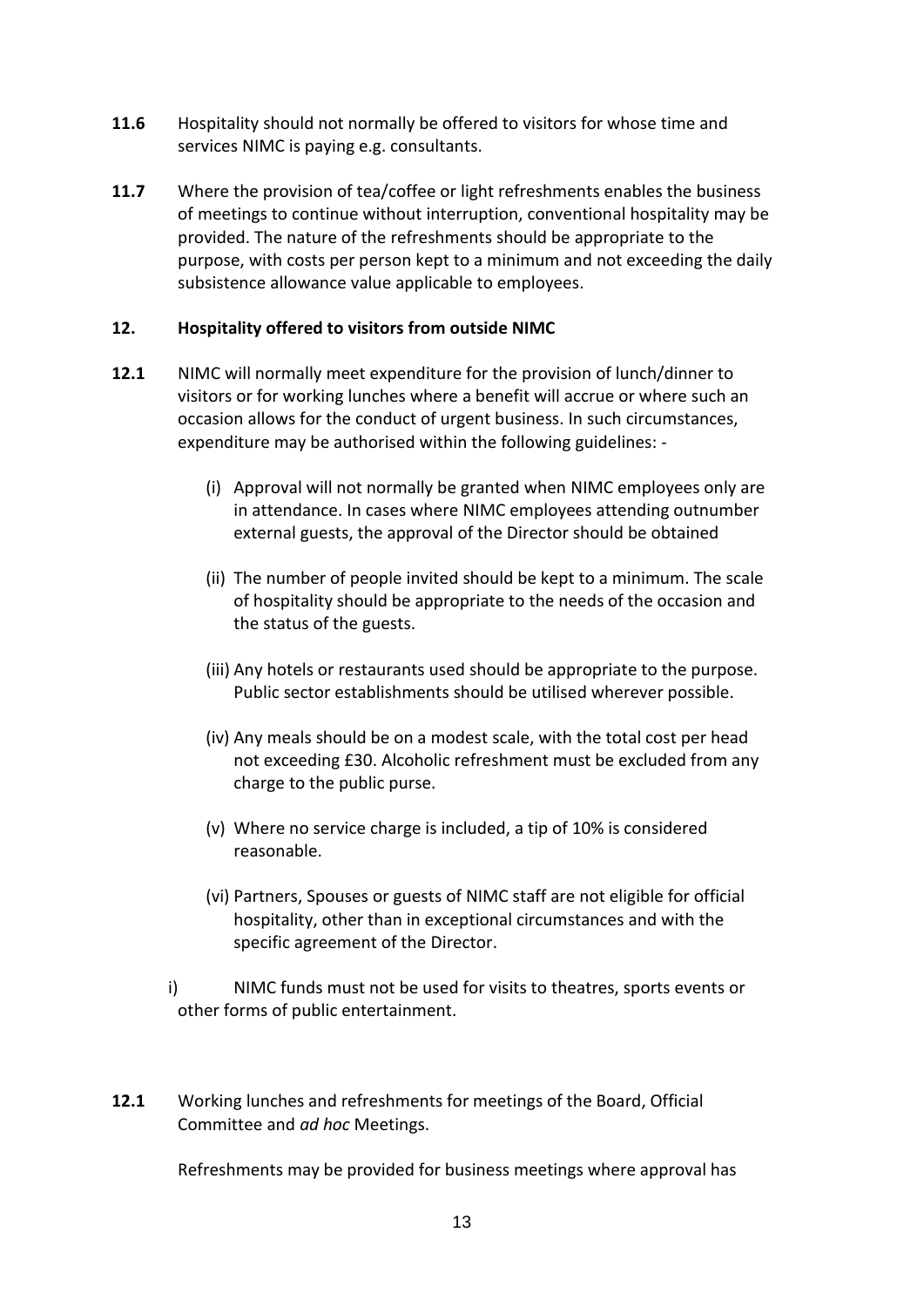**11.6** Hospitality should not normally be offered to visitors for whose time and services NIMC is paying e.g. consultants.

**11.7** Where the provision of tea/coffee or light refreshments enables the business of meetings to continue without interruption, conventional hospitality may be provided. The nature of the refreshments should be appropriate to the purpose, with costs per person kept to a minimum and not exceeding the daily subsistence allowance value applicable to employees.

## 12. Hospitality offered to visitors from outside NIMC

**12.1** NIMC will normally meet expenditure for the provision of lunch/dinner to visitors or for working lunches where a benefit will accrue or where such an occasion allows for the conduct of urgent business. In such circumstances, expenditure may be authorised within the following guidelines: -

(i) Approval will not normally be granted when NIMC employees only are in attendance. In cases where NIMC employees attending outnumber external guests, the approval of the Director should be obtained

(ii) The number of people invited should be kept to a minimum. The scale of hospitality should be appropriate to the needs of the occasion and the status of the guests.

(iii) Any hotels or restaurants used should be appropriate to the purpose. Public sector establishments should be utilised wherever possible.

(iv) Any meals should be on a modest scale, with the total cost per head not exceeding £30. Alcoholic refreshment must be excluded from any charge to the public purse.

(v) Where no service charge is included, a tip of 10% is considered reasonable.

(vi) Partners, Spouses or guests of NIMC staff are not eligible for official hospitality, other than in exceptional circumstances and with the specific agreement of the Director.

i) NIMC funds must not be used for visits to theatres, sports events or other forms of public entertainment.

**12.1** Working lunches and refreshments for meetings of the Board, Official Committee and *ad hoc* Meetings.

Refreshments may be provided for business meetings where approval has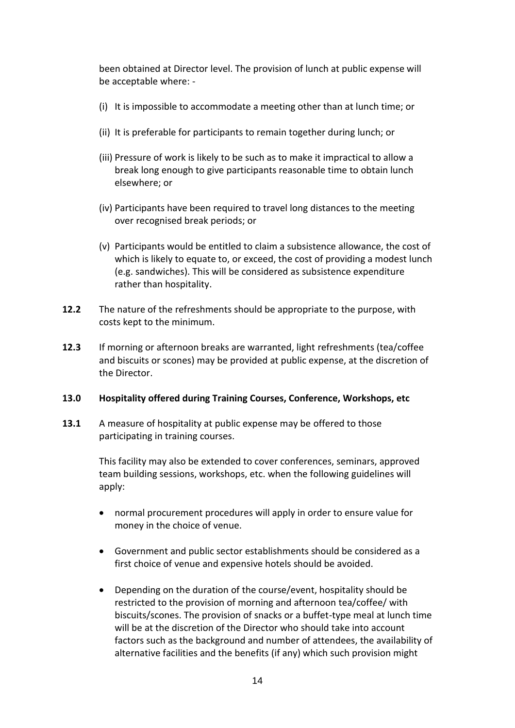been obtained at Director level. The provision of lunch at public expense will be acceptable where: -

(i) It is impossible to accommodate a meeting other than at lunch time; or

(ii) It is preferable for participants to remain together during lunch; or

(iii) Pressure of work is likely to be such as to make it impractical to allow a break long enough to give participants reasonable time to obtain lunch elsewhere; or

(iv) Participants have been required to travel long distances to the meeting over recognised break periods; or

(v) Participants would be entitled to claim a subsistence allowance, the cost of which is likely to equate to, or exceed, the cost of providing a modest lunch (e.g. sandwiches). This will be considered as subsistence expenditure rather than hospitality.

**12.2** The nature of the refreshments should be appropriate to the purpose, with costs kept to the minimum.

**12.3** If morning or afternoon breaks are warranted, light refreshments (tea/coffee and biscuits or scones) may be provided at public expense, at the discretion of the Director.

## 13.0 Hospitality offered during Training Courses, Conference, Workshops, etc

**13.1** A measure of hospitality at public expense may be offered to those participating in training courses.

This facility may also be extended to cover conferences, seminars, approved team building sessions, workshops, etc. when the following guidelines will apply:

- normal procurement procedures will apply in order to ensure value for money in the choice of venue.
- Government and public sector establishments should be considered as a first choice of venue and expensive hotels should be avoided.
- Depending on the duration of the course/event, hospitality should be restricted to the provision of morning and afternoon tea/coffee/ with biscuits/scones. The provision of snacks or a buffet-type meal at lunch time will be at the discretion of the Director who should take into account factors such as the background and number of attendees, the availability of alternative facilities and the benefits (if any) which such provision might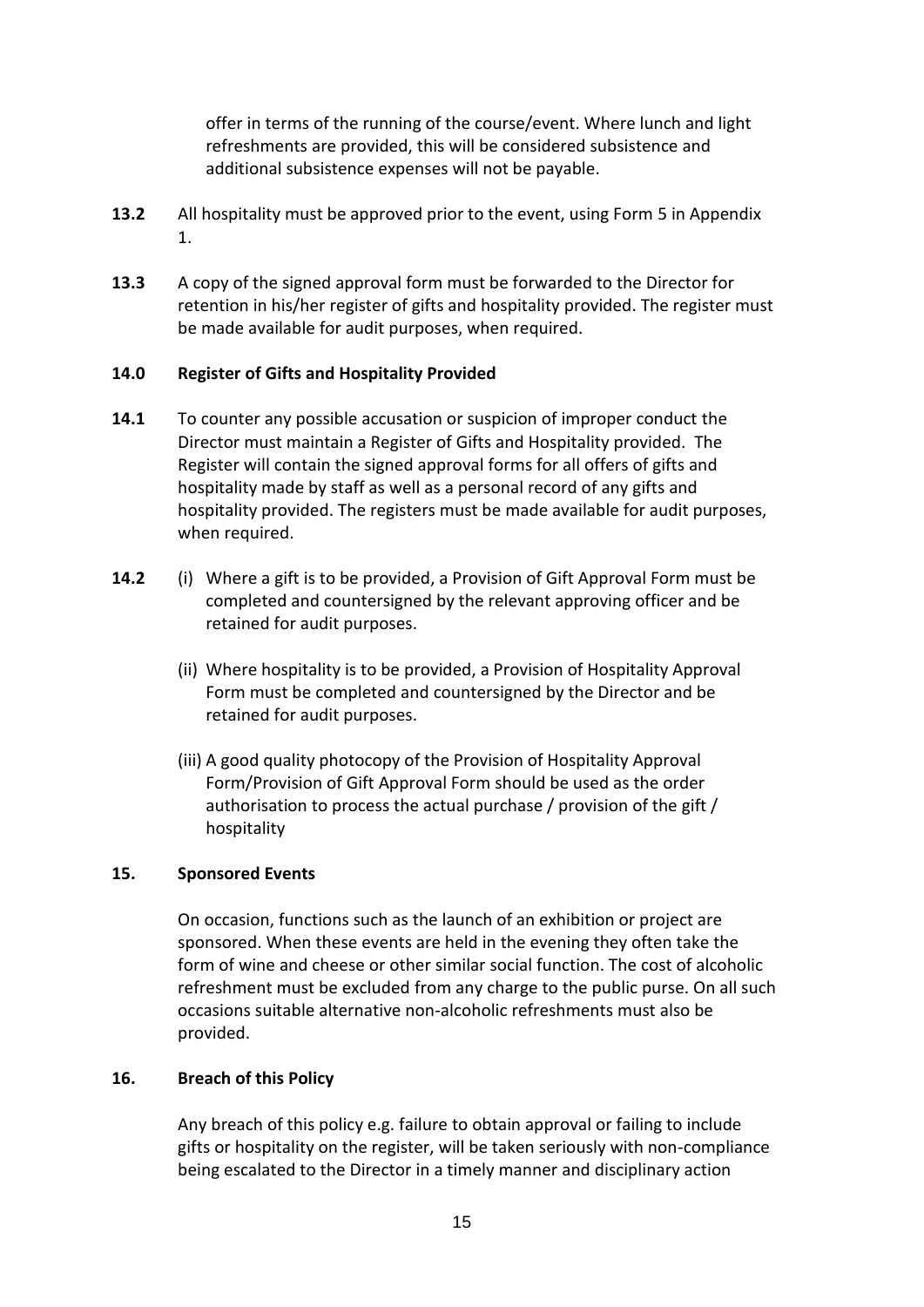offer in terms of the running of the course/event. Where lunch and light refreshments are provided, this will be considered subsistence and additional subsistence expenses will not be payable.

**13.2** All hospitality must be approved prior to the event, using Form 5 in Appendix 1.

**13.3** A copy of the signed approval form must be forwarded to the Director for retention in his/her register of gifts and hospitality provided. The register must be made available for audit purposes, when required.

## 14.0 Register of Gifts and Hospitality Provided

**14.1** To counter any possible accusation or suspicion of improper conduct the Director must maintain a Register of Gifts and Hospitality provided. The Register will contain the signed approval forms for all offers of gifts and hospitality made by staff as well as a personal record of any gifts and hospitality provided. The registers must be made available for audit purposes, when required.

**14.2** (i) Where a gift is to be provided, a Provision of Gift Approval Form must be completed and countersigned by the relevant approving officer and be retained for audit purposes.

(ii) Where hospitality is to be provided, a Provision of Hospitality Approval Form must be completed and countersigned by the Director and be retained for audit purposes.

(iii) A good quality photocopy of the Provision of Hospitality Approval Form/Provision of Gift Approval Form should be used as the order authorisation to process the actual purchase / provision of the gift / hospitality

## 15. Sponsored Events

On occasion, functions such as the launch of an exhibition or project are sponsored. When these events are held in the evening they often take the form of wine and cheese or other similar social function. The cost of alcoholic refreshment must be excluded from any charge to the public purse. On all such occasions suitable alternative non-alcoholic refreshments must also be provided.

## 16. Breach of this Policy

Any breach of this policy e.g. failure to obtain approval or failing to include gifts or hospitality on the register, will be taken seriously with non-compliance being escalated to the Director in a timely manner and disciplinary action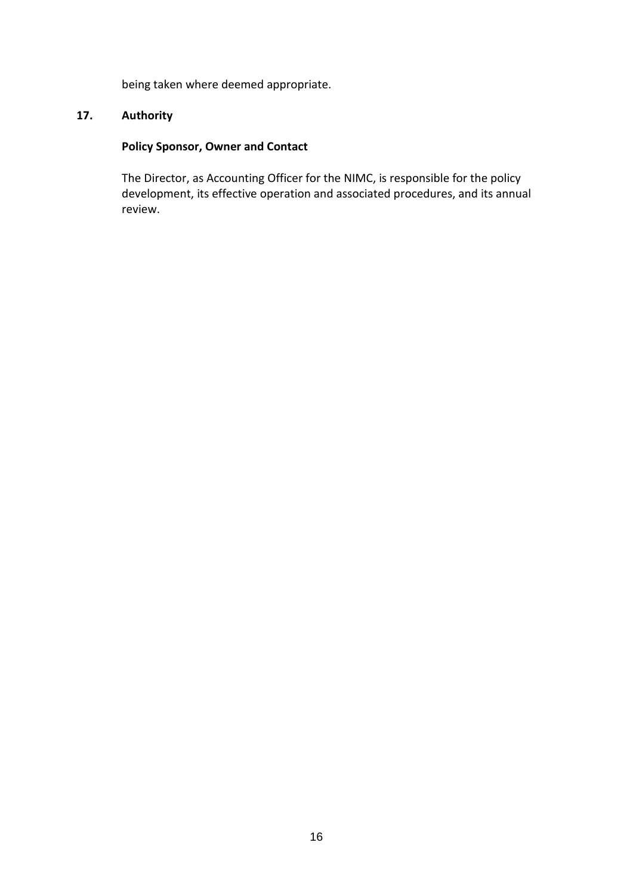being taken where deemed appropriate.

## 17. Authority

### Policy Sponsor, Owner and Contact

The Director, as Accounting Officer for the NIMC, is responsible for the policy development, its effective operation and associated procedures, and its annual review.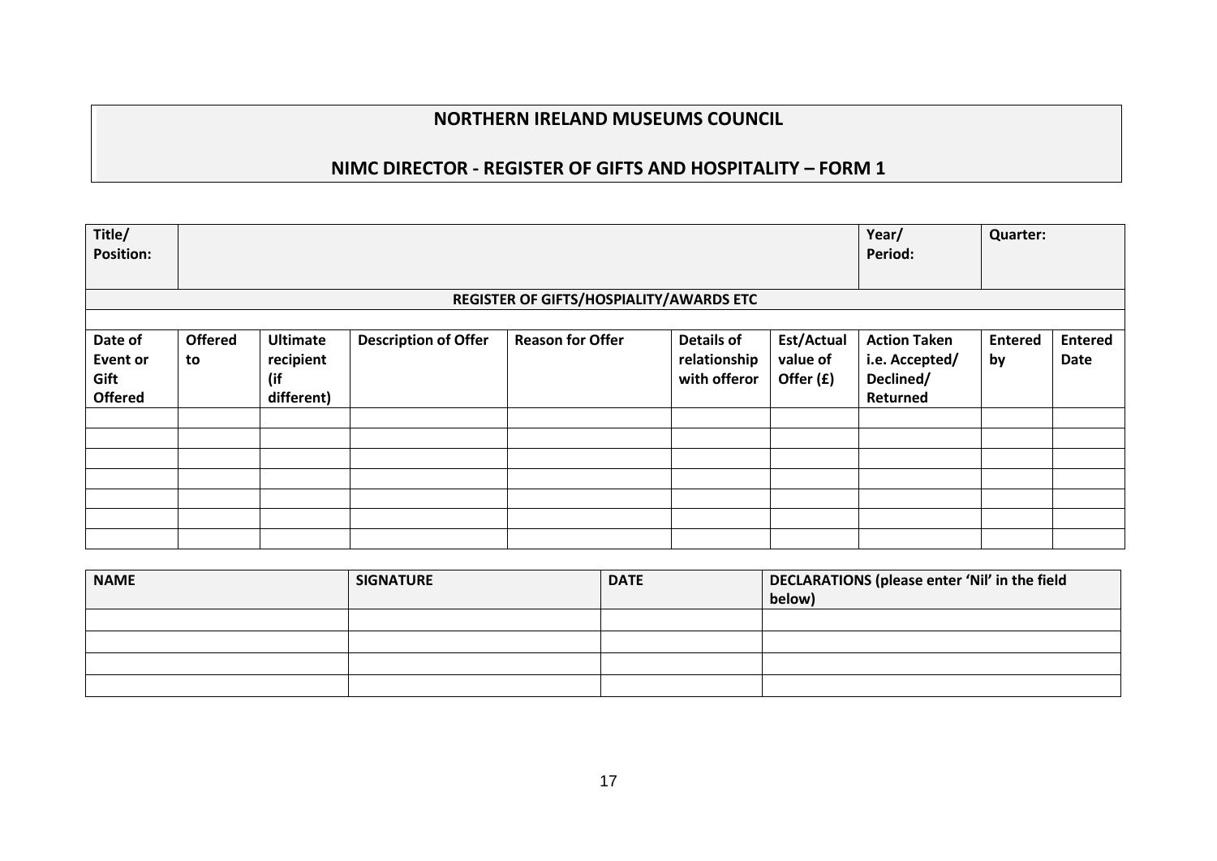# NORTHERN IRELAND MUSEUMS COUNCIL

## NIMC DIRECTOR - REGISTER OF GIFTS AND HOSPITALITY – FORM 1

| **Title/ Position:** | | | | | | | **Year/ Period:** | **Quarter:** | |
|---|---|---|---|---|---|---|---|---|---|
| **REGISTER OF GIFTS/HOSPITALITY/AWARDS ETC** | | | | | | | | | |
| | | | | | | | | | |
| **Date of Event or Gift Offered** | **Offered to** | **Ultimate recipient (if different)** | **Description of Offer** | **Reason for Offer** | **Details of relationship with offeror** | **Est/Actual value of Offer (£)** | **Action Taken i.e. Accepted/ Declined/ Returned** | **Entered by** | **Entered Date** |
| | | | | | | | | | |
| | | | | | | | | | |
| | | | | | | | | | |
| | | | | | | | | | |
| | | | | | | | | | |
| | | | | | | | | | |
| | | | | | | | | | |

| **NAME** | **SIGNATURE** | **DATE** | **DECLARATIONS (please enter 'Nil' in the field below)** |
|---|---|---|---|
| | | | |
| | | | |
| | | | |
| | | | |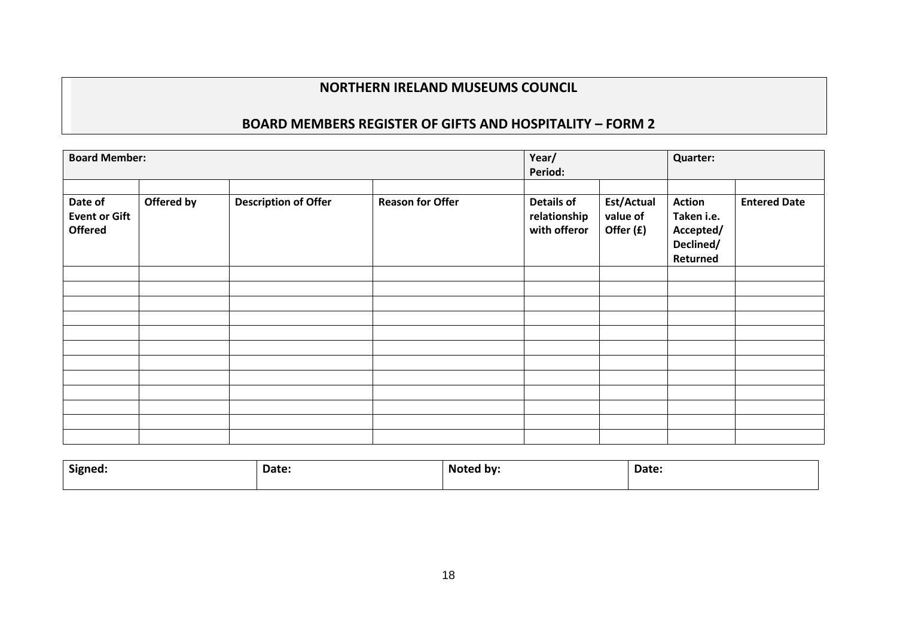# NORTHERN IRELAND MUSEUMS COUNCIL

## BOARD MEMBERS REGISTER OF GIFTS AND HOSPITALITY – FORM 2

| **Board Member:** | | | | **Year/ Period:** | | **Quarter:** | |
|---|---|---|---|---|---|---|---|
| | | | | | | | |
| **Date of Event or Gift Offered** | **Offered by** | **Description of Offer** | **Reason for Offer** | **Details of relationship with offeror** | **Est/Actual value of Offer (£)** | **Action Taken i.e. Accepted/ Declined/ Returned** | **Entered Date** |
| | | | | | | | |
| | | | | | | | |
| | | | | | | | |
| | | | | | | | |
| | | | | | | | |
| | | | | | | | |
| | | | | | | | |
| | | | | | | | |
| | | | | | | | |
| | | | | | | | |
| | | | | | | | |
| | | | | | | | |

| **Signed:** | **Date:** | **Noted by:** | **Date:** |
|---|---|---|---|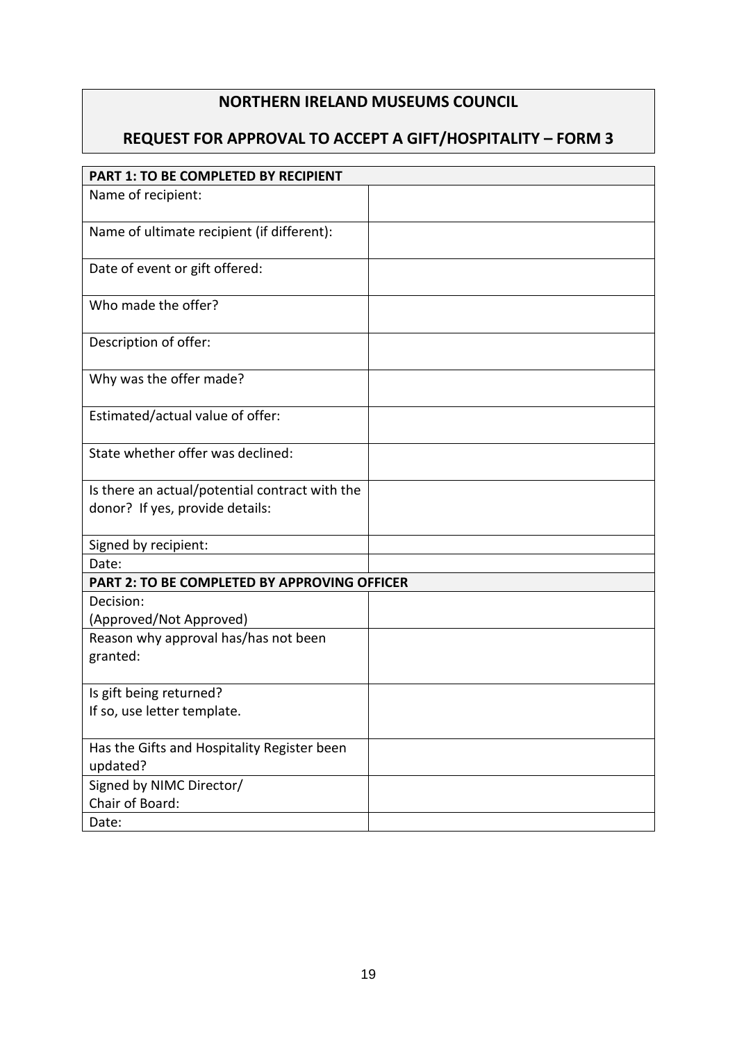# NORTHERN IRELAND MUSEUMS COUNCIL

## REQUEST FOR APPROVAL TO ACCEPT A GIFT/HOSPITALITY – FORM 3

| **PART 1: TO BE COMPLETED BY RECIPIENT** | |
|---|---|
| Name of recipient: | |
| Name of ultimate recipient (if different): | |
| Date of event or gift offered: | |
| Who made the offer? | |
| Description of offer: | |
| Why was the offer made? | |
| Estimated/actual value of offer: | |
| State whether offer was declined: | |
| Is there an actual/potential contract with the donor? If yes, provide details: | |
| Signed by recipient: | |
| Date: | |
| **PART 2: TO BE COMPLETED BY APPROVING OFFICER** | |
| Decision: (Approved/Not Approved) | |
| Reason why approval has/has not been granted: | |
| Is gift being returned? If so, use letter template. | |
| Has the Gifts and Hospitality Register been updated? | |
| Signed by NIMC Director/ Chair of Board: | |
| Date: | |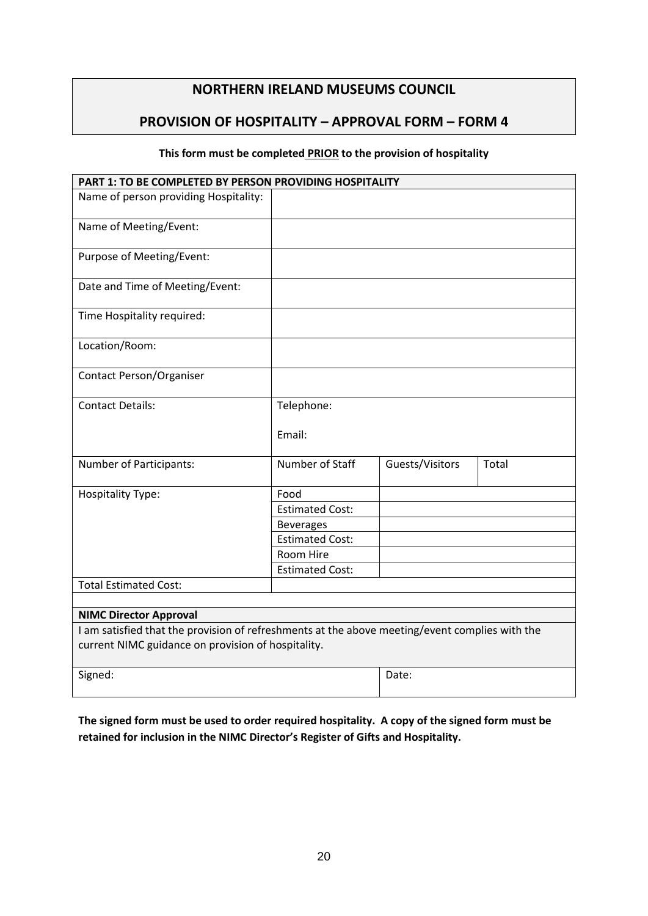# NORTHERN IRELAND MUSEUMS COUNCIL

## PROVISION OF HOSPITALITY – APPROVAL FORM – FORM 4

**This form must be completed PRIOR to the provision of hospitality**

| **PART 1: TO BE COMPLETED BY PERSON PROVIDING HOSPITALITY** | | | |
|---|---|---|---|
| Name of person providing Hospitality: | | | |
| Name of Meeting/Event: | | | |
| Purpose of Meeting/Event: | | | |
| Date and Time of Meeting/Event: | | | |
| Time Hospitality required: | | | |
| Location/Room: | | | |
| Contact Person/Organiser | | | |
| Contact Details: | Telephone:<br><br>Email: | | |
| Number of Participants: | Number of Staff | Guests/Visitors | Total |
| Hospitality Type: | Food | | |
| | Estimated Cost: | | |
| | Beverages | | |
| | Estimated Cost: | | |
| | Room Hire | | |
| | Estimated Cost: | | |
| Total Estimated Cost: | | | |
| | | | |
| **NIMC Director Approval** | | | |
| I am satisfied that the provision of refreshments at the above meeting/event complies with the current NIMC guidance on provision of hospitality. | | | |
| Signed: | | Date: | |

**The signed form must be used to order required hospitality. A copy of the signed form must be retained for inclusion in the NIMC Director's Register of Gifts and Hospitality.**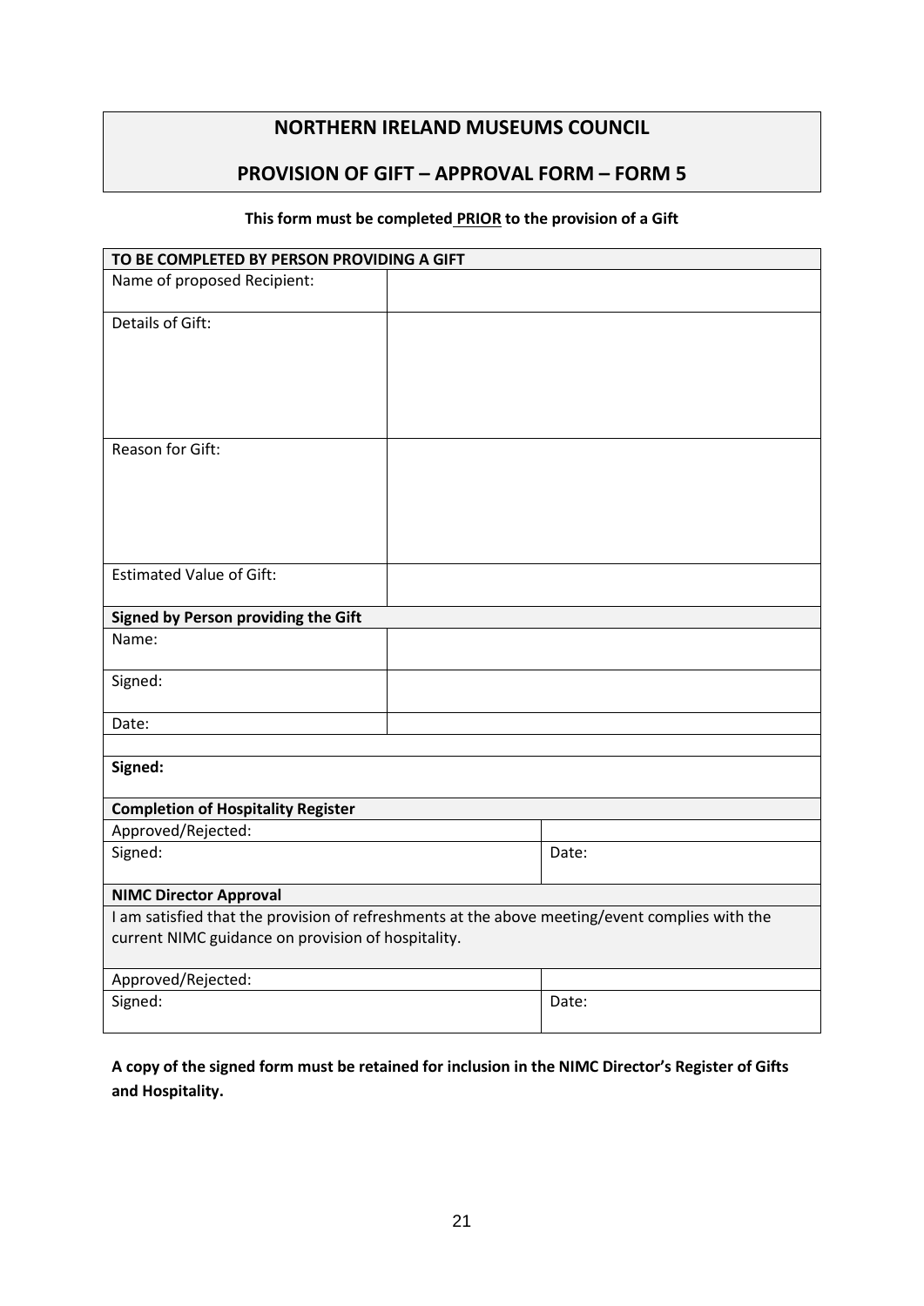## NORTHERN IRELAND MUSEUMS COUNCIL

## PROVISION OF GIFT – APPROVAL FORM – FORM 5

**This form must be completed PRIOR to the provision of a Gift**

| **TO BE COMPLETED BY PERSON PROVIDING A GIFT** | | |
|---|---|---|
| Name of proposed Recipient: | | |
| Details of Gift: | | |
| Reason for Gift: | | |
| Estimated Value of Gift: | | |
| **Signed by Person providing the Gift** | | |
| Name: | | |
| Signed: | | |
| Date: | | |
| | | |
| **Signed:** | | |
| **Completion of Hospitality Register** | | |
| Approved/Rejected: | | |
| Signed: | | Date: |
| **NIMC Director Approval** | | |
| I am satisfied that the provision of refreshments at the above meeting/event complies with the current NIMC guidance on provision of hospitality. | | |
| Approved/Rejected: | | |
| Signed: | | Date: |

**A copy of the signed form must be retained for inclusion in the NIMC Director's Register of Gifts and Hospitality.**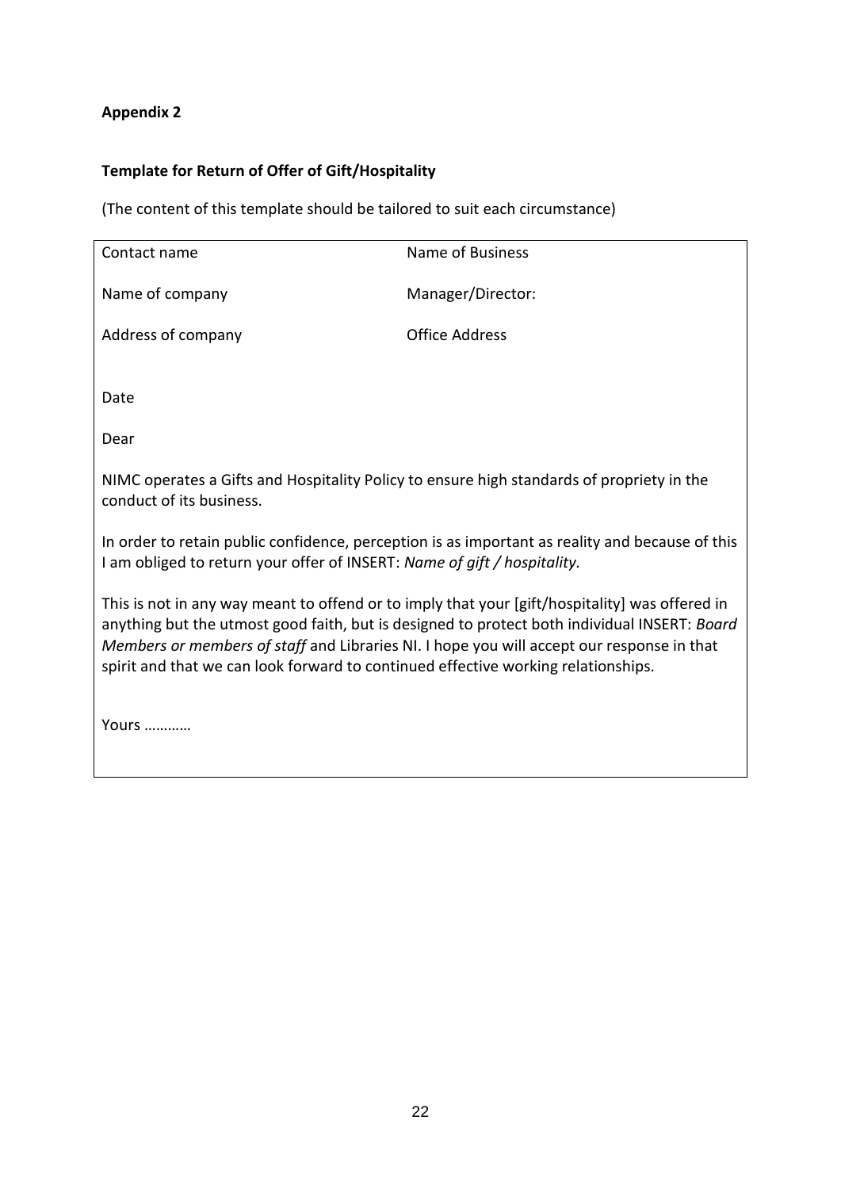**Appendix 2**

**Template for Return of Offer of Gift/Hospitality**

(The content of this template should be tailored to suit each circumstance)

| Contact name | Name of Business |
|---|---|
| Name of company | Manager/Director: |
| Address of company | Office Address |

Date

Dear

NIMC operates a Gifts and Hospitality Policy to ensure high standards of propriety in the conduct of its business.

In order to retain public confidence, perception is as important as reality and because of this I am obliged to return your offer of INSERT: *Name of gift / hospitality.*

This is not in any way meant to offend or to imply that your [gift/hospitality] was offered in anything but the utmost good faith, but is designed to protect both individual INSERT: *Board Members or members of staff* and Libraries NI. I hope you will accept our response in that spirit and that we can look forward to continued effective working relationships.

Yours …………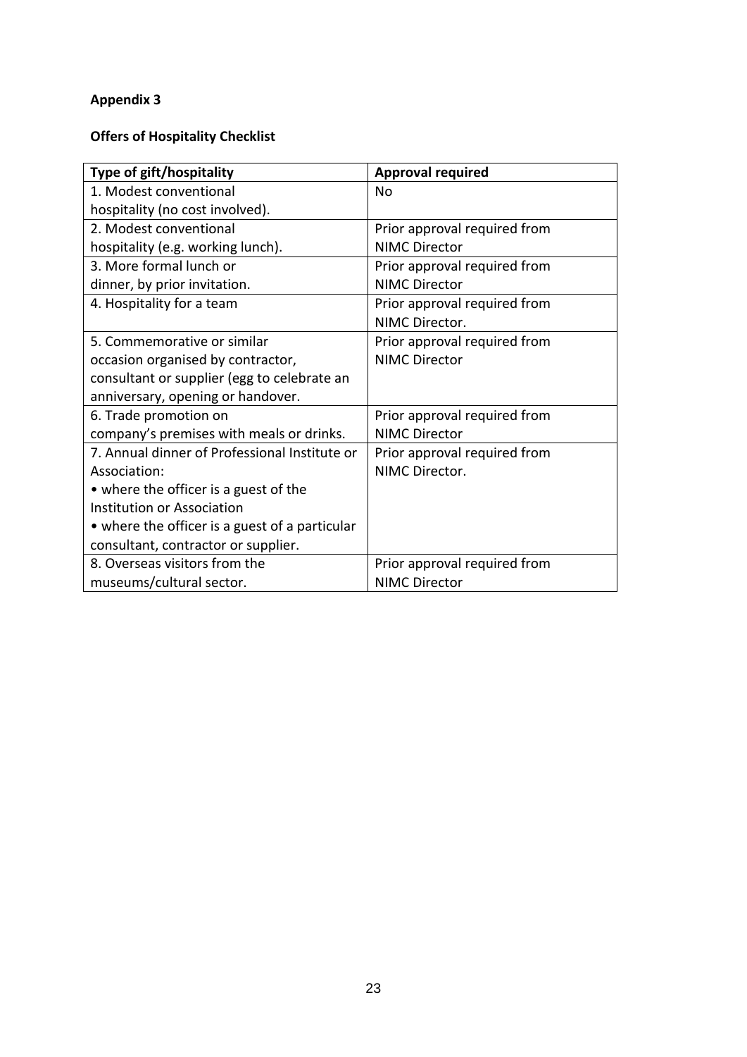**Appendix 3**

**Offers of Hospitality Checklist**

| Type of gift/hospitality | Approval required |
|---|---|
| 1. Modest conventional hospitality (no cost involved). | No |
| 2. Modest conventional hospitality (e.g. working lunch). | Prior approval required from NIMC Director |
| 3. More formal lunch or dinner, by prior invitation. | Prior approval required from NIMC Director |
| 4. Hospitality for a team | Prior approval required from NIMC Director. |
| 5. Commemorative or similar occasion organised by contractor, consultant or supplier (egg to celebrate an anniversary, opening or handover. | Prior approval required from NIMC Director |
| 6. Trade promotion on company's premises with meals or drinks. | Prior approval required from NIMC Director |
| 7. Annual dinner of Professional Institute or Association: • where the officer is a guest of the Institution or Association • where the officer is a guest of a particular consultant, contractor or supplier. | Prior approval required from NIMC Director. |
| 8. Overseas visitors from the museums/cultural sector. | Prior approval required from NIMC Director |